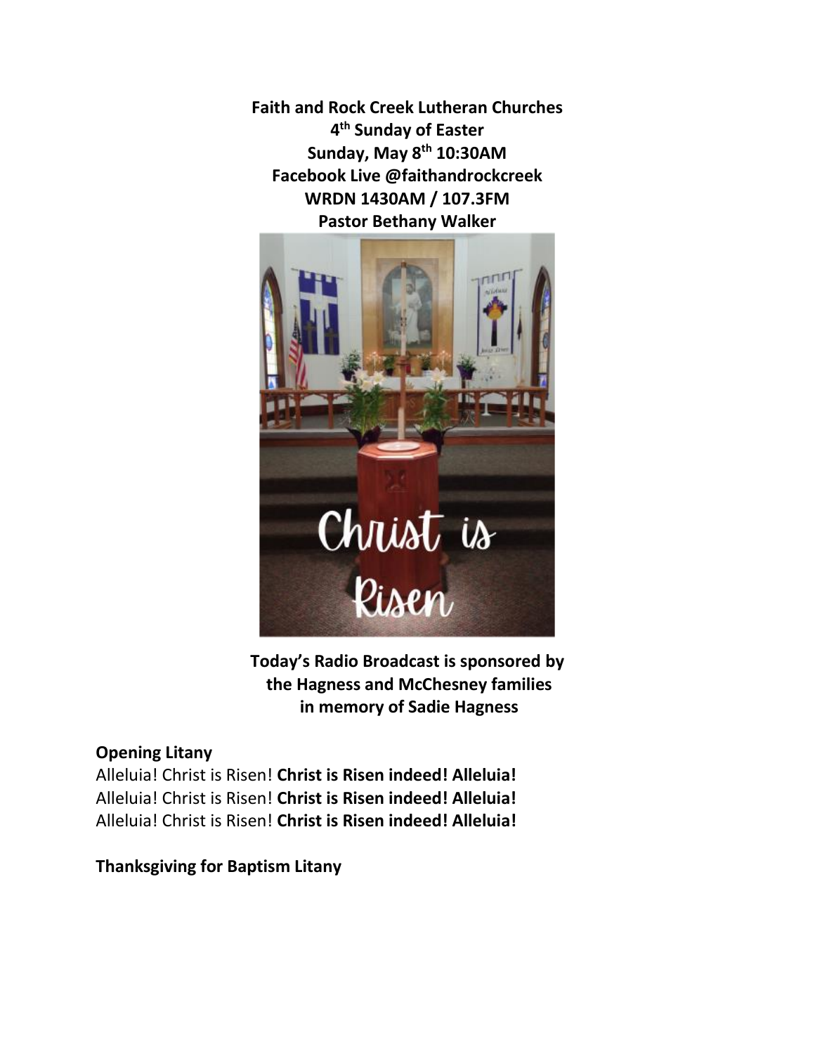**Faith and Rock Creek Lutheran Churches**
**4th Sunday of Easter**
**Sunday, May 8th 10:30AM**
**Facebook Live @faithandrockcreek**
**WRDN 1430AM / 107.3FM**
**Pastor Bethany Walker**

**Today's Radio Broadcast is sponsored by the Hagness and McChesney families in memory of Sadie Hagness**

**Opening Litany**

Alleluia! Christ is Risen! **Christ is Risen indeed! Alleluia!**
Alleluia! Christ is Risen! **Christ is Risen indeed! Alleluia!**
Alleluia! Christ is Risen! **Christ is Risen indeed! Alleluia!**

**Thanksgiving for Baptism Litany**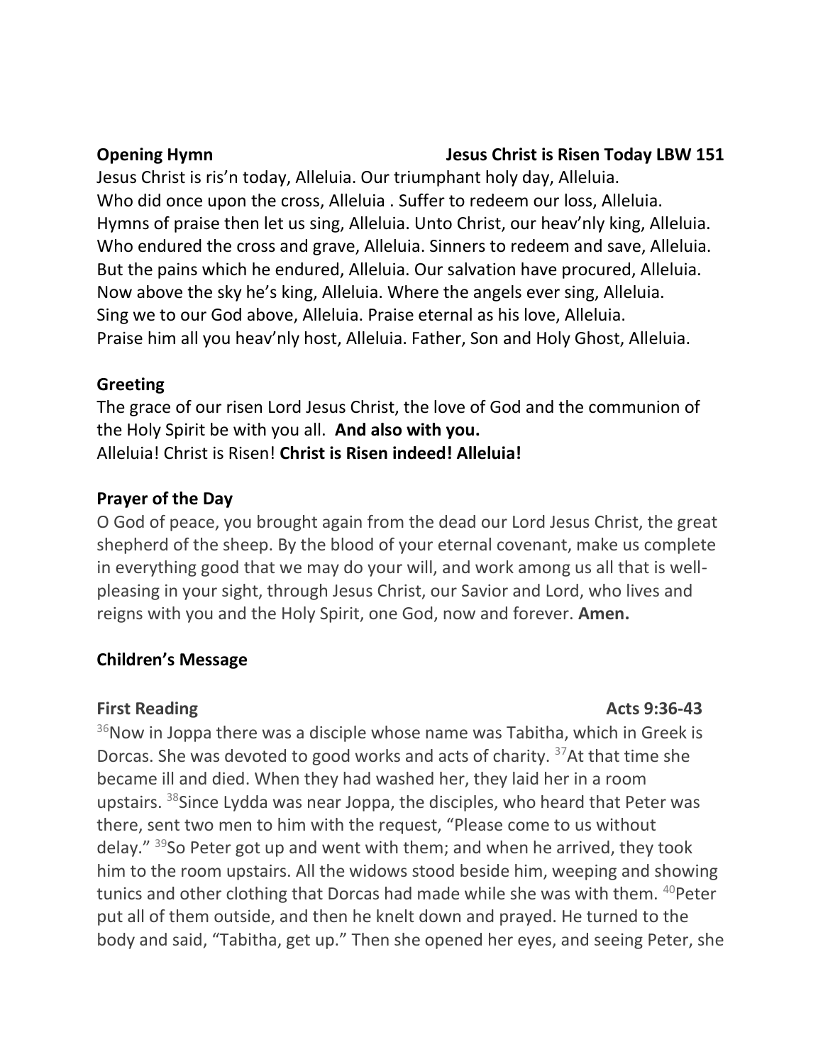**Opening Hymn** **Jesus Christ is Risen Today LBW 151**

Jesus Christ is ris'n today, Alleluia. Our triumphant holy day, Alleluia.
Who did once upon the cross, Alleluia . Suffer to redeem our loss, Alleluia.
Hymns of praise then let us sing, Alleluia. Unto Christ, our heav'nly king, Alleluia.
Who endured the cross and grave, Alleluia. Sinners to redeem and save, Alleluia.
But the pains which he endured, Alleluia. Our salvation have procured, Alleluia.
Now above the sky he's king, Alleluia. Where the angels ever sing, Alleluia.
Sing we to our God above, Alleluia. Praise eternal as his love, Alleluia.
Praise him all you heav'nly host, Alleluia. Father, Son and Holy Ghost, Alleluia.

**Greeting**

The grace of our risen Lord Jesus Christ, the love of God and the communion of the Holy Spirit be with you all. **And also with you.**
Alleluia! Christ is Risen! **Christ is Risen indeed! Alleluia!**

**Prayer of the Day**

O God of peace, you brought again from the dead our Lord Jesus Christ, the great shepherd of the sheep. By the blood of your eternal covenant, make us complete in everything good that we may do your will, and work among us all that is well-pleasing in your sight, through Jesus Christ, our Savior and Lord, who lives and reigns with you and the Holy Spirit, one God, now and forever. **Amen.**

**Children's Message**

**First Reading** **Acts 9:36-43**

[36]Now in Joppa there was a disciple whose name was Tabitha, which in Greek is Dorcas. She was devoted to good works and acts of charity. [37]At that time she became ill and died. When they had washed her, they laid her in a room upstairs. [38]Since Lydda was near Joppa, the disciples, who heard that Peter was there, sent two men to him with the request, "Please come to us without delay." [39]So Peter got up and went with them; and when he arrived, they took him to the room upstairs. All the widows stood beside him, weeping and showing tunics and other clothing that Dorcas had made while she was with them. [40]Peter put all of them outside, and then he knelt down and prayed. He turned to the body and said, "Tabitha, get up." Then she opened her eyes, and seeing Peter, she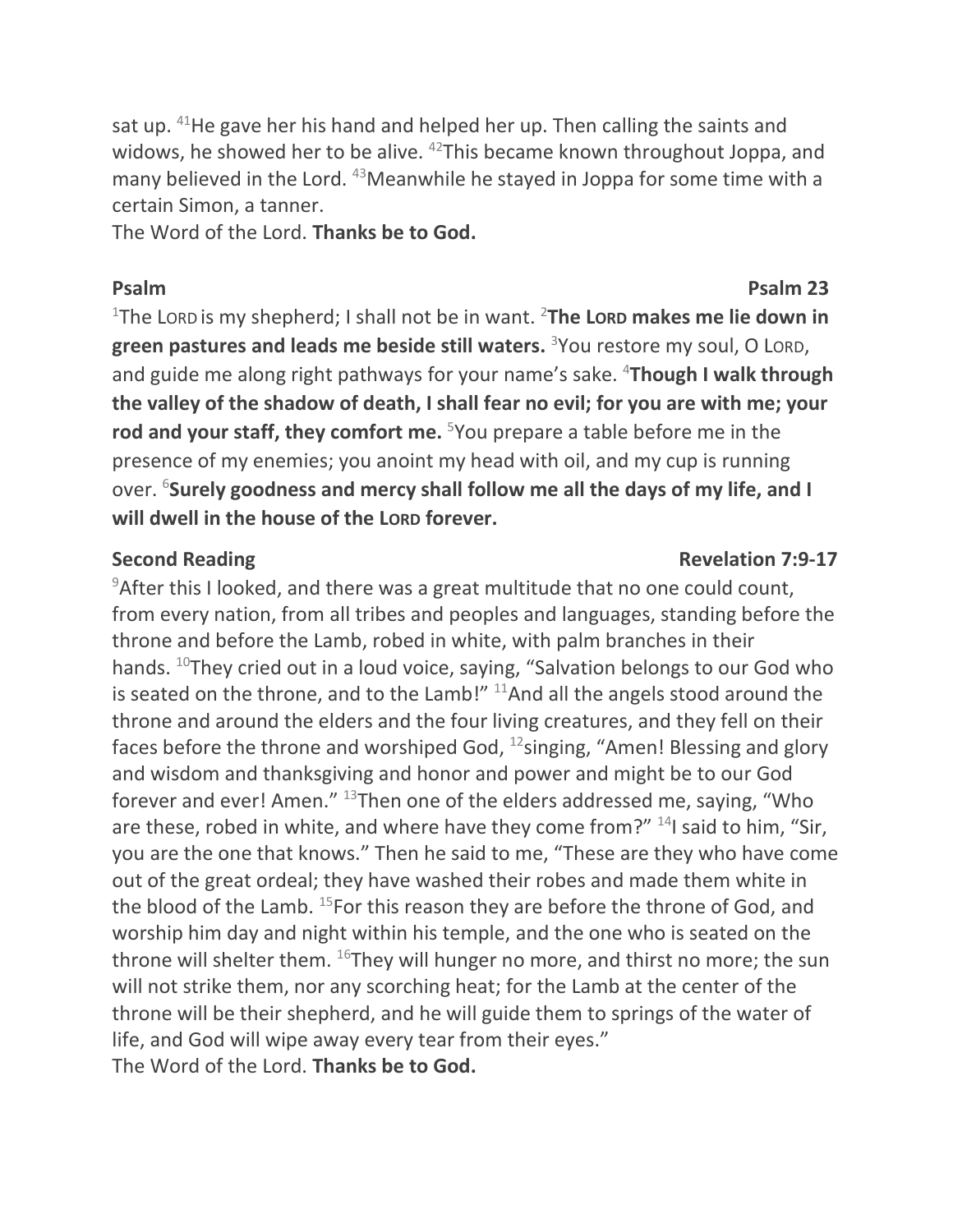sat up. [41]He gave her his hand and helped her up. Then calling the saints and widows, he showed her to be alive. [42]This became known throughout Joppa, and many believed in the Lord. [43]Meanwhile he stayed in Joppa for some time with a certain Simon, a tanner.
The Word of the Lord. **Thanks be to God.**

**Psalm** **Psalm 23**

[1]The LORD is my shepherd; I shall not be in want. [2]**The LORD makes me lie down in green pastures and leads me beside still waters.** [3]You restore my soul, O LORD, and guide me along right pathways for your name's sake. [4]**Though I walk through the valley of the shadow of death, I shall fear no evil; for you are with me; your rod and your staff, they comfort me.** [5]You prepare a table before me in the presence of my enemies; you anoint my head with oil, and my cup is running over. [6]**Surely goodness and mercy shall follow me all the days of my life, and I will dwell in the house of the LORD forever.**

**Second Reading** **Revelation 7:9-17**

[9]After this I looked, and there was a great multitude that no one could count, from every nation, from all tribes and peoples and languages, standing before the throne and before the Lamb, robed in white, with palm branches in their hands. [10]They cried out in a loud voice, saying, "Salvation belongs to our God who is seated on the throne, and to the Lamb!" [11]And all the angels stood around the throne and around the elders and the four living creatures, and they fell on their faces before the throne and worshiped God, [12]singing, "Amen! Blessing and glory and wisdom and thanksgiving and honor and power and might be to our God forever and ever! Amen." [13]Then one of the elders addressed me, saying, "Who are these, robed in white, and where have they come from?" [14]I said to him, "Sir, you are the one that knows." Then he said to me, "These are they who have come out of the great ordeal; they have washed their robes and made them white in the blood of the Lamb. [15]For this reason they are before the throne of God, and worship him day and night within his temple, and the one who is seated on the throne will shelter them. [16]They will hunger no more, and thirst no more; the sun will not strike them, nor any scorching heat; for the Lamb at the center of the throne will be their shepherd, and he will guide them to springs of the water of life, and God will wipe away every tear from their eyes."
The Word of the Lord. **Thanks be to God.**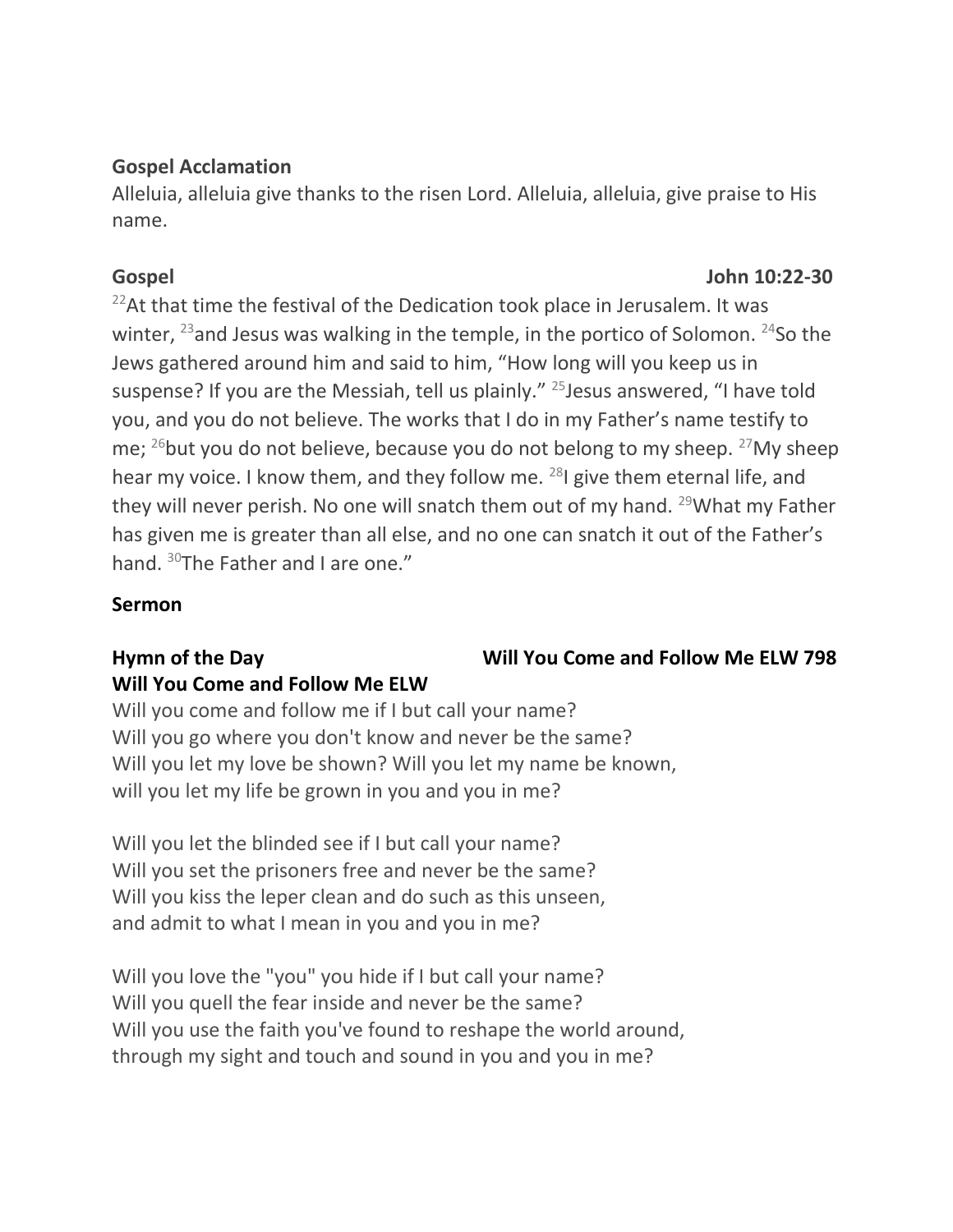**Gospel Acclamation**

Alleluia, alleluia give thanks to the risen Lord. Alleluia, alleluia, give praise to His name.

**Gospel** **John 10:22-30**

[22]At that time the festival of the Dedication took place in Jerusalem. It was winter, [23]and Jesus was walking in the temple, in the portico of Solomon. [24]So the Jews gathered around him and said to him, "How long will you keep us in suspense? If you are the Messiah, tell us plainly." [25]Jesus answered, "I have told you, and you do not believe. The works that I do in my Father's name testify to me; [26]but you do not believe, because you do not belong to my sheep. [27]My sheep hear my voice. I know them, and they follow me. [28]I give them eternal life, and they will never perish. No one will snatch them out of my hand. [29]What my Father has given me is greater than all else, and no one can snatch it out of the Father's hand. [30]The Father and I are one."

**Sermon**

**Hymn of the Day** **Will You Come and Follow Me ELW 798**

**Will You Come and Follow Me ELW**

Will you come and follow me if I but call your name?
Will you go where you don't know and never be the same?
Will you let my love be shown? Will you let my name be known,
will you let my life be grown in you and you in me?

Will you let the blinded see if I but call your name?
Will you set the prisoners free and never be the same?
Will you kiss the leper clean and do such as this unseen,
and admit to what I mean in you and you in me?

Will you love the "you" you hide if I but call your name?
Will you quell the fear inside and never be the same?
Will you use the faith you've found to reshape the world around,
through my sight and touch and sound in you and you in me?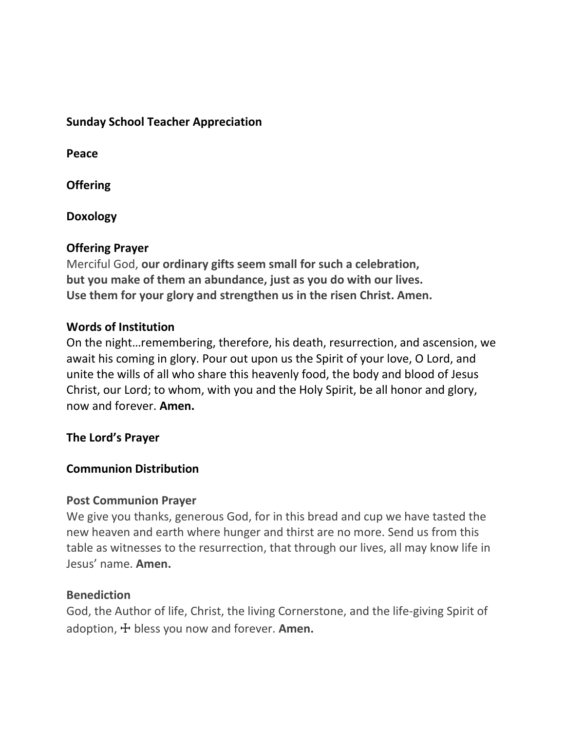**Sunday School Teacher Appreciation**

**Peace**

**Offering**

**Doxology**

**Offering Prayer**
Merciful God, **our ordinary gifts seem small for such a celebration, but you make of them an abundance, just as you do with our lives. Use them for your glory and strengthen us in the risen Christ. Amen.**

**Words of Institution**
On the night…remembering, therefore, his death, resurrection, and ascension, we await his coming in glory. Pour out upon us the Spirit of your love, O Lord, and unite the wills of all who share this heavenly food, the body and blood of Jesus Christ, our Lord; to whom, with you and the Holy Spirit, be all honor and glory, now and forever. **Amen.**

**The Lord's Prayer**

**Communion Distribution**

**Post Communion Prayer**
We give you thanks, generous God, for in this bread and cup we have tasted the new heaven and earth where hunger and thirst are no more. Send us from this table as witnesses to the resurrection, that through our lives, all may know life in Jesus' name. **Amen.**

**Benediction**
God, the Author of life, Christ, the living Cornerstone, and the life-giving Spirit of adoption, ☩ bless you now and forever. **Amen.**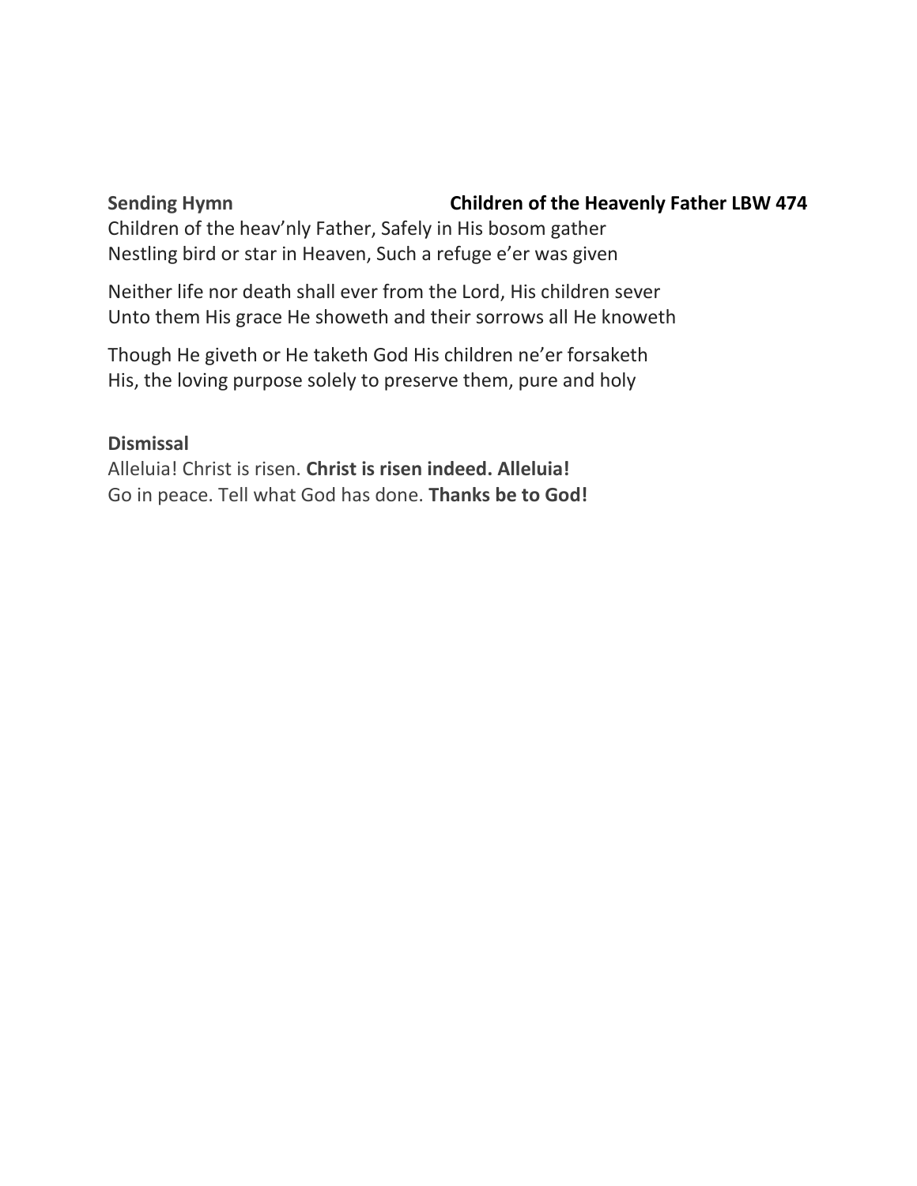**Sending Hymn** **Children of the Heavenly Father LBW 474**

Children of the heav'nly Father, Safely in His bosom gather
Nestling bird or star in Heaven, Such a refuge e'er was given

Neither life nor death shall ever from the Lord, His children sever
Unto them His grace He showeth and their sorrows all He knoweth

Though He giveth or He taketh God His children ne'er forsaketh
His, the loving purpose solely to preserve them, pure and holy

**Dismissal**

Alleluia! Christ is risen. **Christ is risen indeed. Alleluia!**
Go in peace. Tell what God has done. **Thanks be to God!**